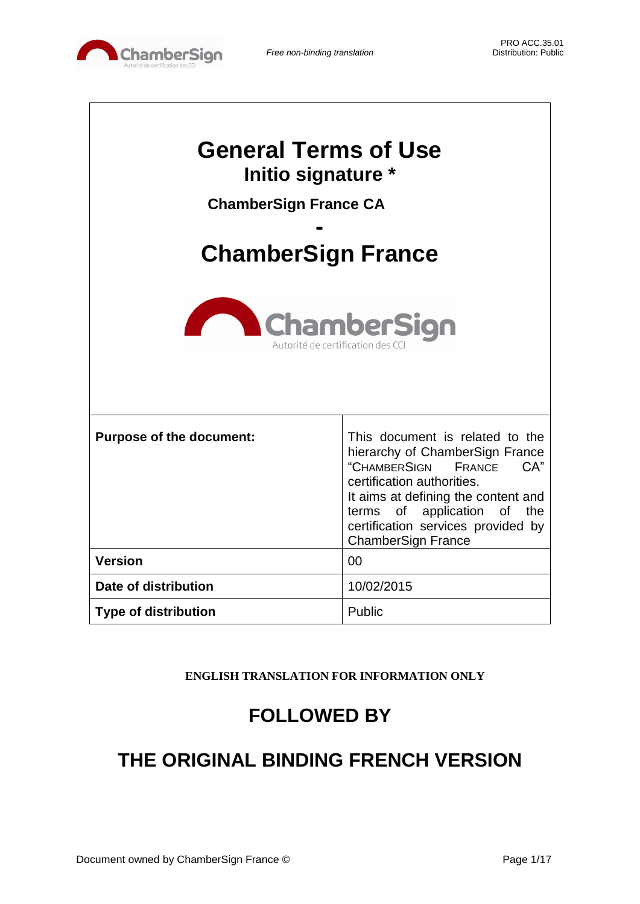# General Terms of Use

## Initio signature *

### ChamberSign France CA

## -

# ChamberSign France

| Purpose of the document: | This document is related to the hierarchy of ChamberSign France "CHAMBERSIGN FRANCE CA" certification authorities.<br>It aims at defining the content and terms of application of the certification services provided by ChamberSign France |
|---|---|
| **Version** | 00 |
| **Date of distribution** | 10/02/2015 |
| **Type of distribution** | Public |

**ENGLISH TRANSLATION FOR INFORMATION ONLY**

## FOLLOWED BY

## THE ORIGINAL BINDING FRENCH VERSION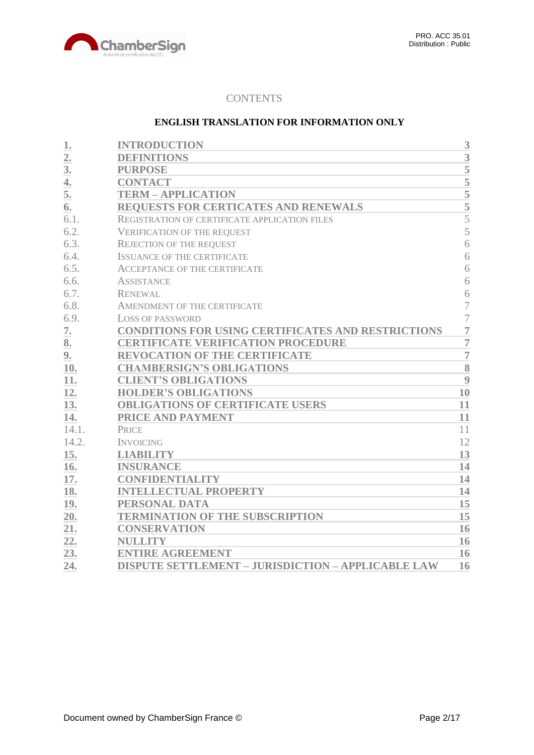CONTENTS

**ENGLISH TRANSLATION FOR INFORMATION ONLY**

| | | |
|---|---|---|
| **1.** | **INTRODUCTION** | **3** |
| **2.** | **DEFINITIONS** | **3** |
| **3.** | **PURPOSE** | **5** |
| **4.** | **CONTACT** | **5** |
| **5.** | **TERM – APPLICATION** | **5** |
| **6.** | **REQUESTS FOR CERTICATES AND RENEWALS** | **5** |
| 6.1. | REGISTRATION OF CERTIFICATE APPLICATION FILES | 5 |
| 6.2. | VERIFICATION OF THE REQUEST | 5 |
| 6.3. | REJECTION OF THE REQUEST | 6 |
| 6.4. | ISSUANCE OF THE CERTIFICATE | 6 |
| 6.5. | ACCEPTANCE OF THE CERTIFICATE | 6 |
| 6.6. | ASSISTANCE | 6 |
| 6.7. | RENEWAL | 6 |
| 6.8. | AMENDMENT OF THE CERTIFICATE | 7 |
| 6.9. | LOSS OF PASSWORD | 7 |
| **7.** | **CONDITIONS FOR USING CERTIFICATES AND RESTRICTIONS** | **7** |
| **8.** | **CERTIFICATE VERIFICATION PROCEDURE** | **7** |
| **9.** | **REVOCATION OF THE CERTIFICATE** | **7** |
| **10.** | **CHAMBERSIGN'S OBLIGATIONS** | **8** |
| **11.** | **CLIENT'S OBLIGATIONS** | **9** |
| **12.** | **HOLDER'S OBLIGATIONS** | **10** |
| **13.** | **OBLIGATIONS OF CERTIFICATE USERS** | **11** |
| **14.** | **PRICE AND PAYMENT** | **11** |
| 14.1. | PRICE | 11 |
| 14.2. | INVOICING | 12 |
| **15.** | **LIABILITY** | **13** |
| **16.** | **INSURANCE** | **14** |
| **17.** | **CONFIDENTIALITY** | **14** |
| **18.** | **INTELLECTUAL PROPERTY** | **14** |
| **19.** | **PERSONAL DATA** | **15** |
| **20.** | **TERMINATION OF THE SUBSCRIPTION** | **15** |
| **21.** | **CONSERVATION** | **16** |
| **22.** | **NULLITY** | **16** |
| **23.** | **ENTIRE AGREEMENT** | **16** |
| **24.** | **DISPUTE SETTLEMENT – JURISDICTION – APPLICABLE LAW** | **16** |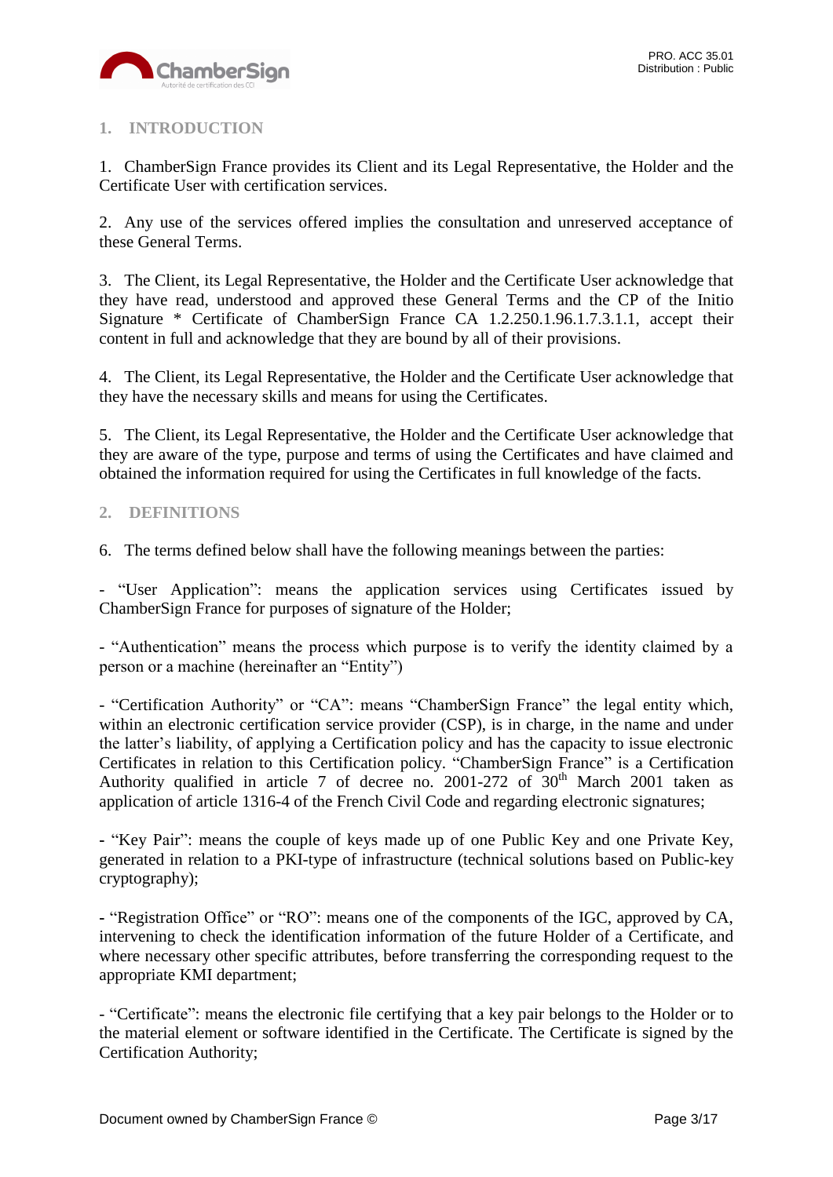## 1. INTRODUCTION

1. ChamberSign France provides its Client and its Legal Representative, the Holder and the Certificate User with certification services.

2. Any use of the services offered implies the consultation and unreserved acceptance of these General Terms.

3. The Client, its Legal Representative, the Holder and the Certificate User acknowledge that they have read, understood and approved these General Terms and the CP of the Initio Signature * Certificate of ChamberSign France CA 1.2.250.1.96.1.7.3.1.1, accept their content in full and acknowledge that they are bound by all of their provisions.

4. The Client, its Legal Representative, the Holder and the Certificate User acknowledge that they have the necessary skills and means for using the Certificates.

5. The Client, its Legal Representative, the Holder and the Certificate User acknowledge that they are aware of the type, purpose and terms of using the Certificates and have claimed and obtained the information required for using the Certificates in full knowledge of the facts.

## 2. DEFINITIONS

6. The terms defined below shall have the following meanings between the parties:

- "User Application": means the application services using Certificates issued by ChamberSign France for purposes of signature of the Holder;

- "Authentication" means the process which purpose is to verify the identity claimed by a person or a machine (hereinafter an "Entity")

- "Certification Authority" or "CA": means "ChamberSign France" the legal entity which, within an electronic certification service provider (CSP), is in charge, in the name and under the latter's liability, of applying a Certification policy and has the capacity to issue electronic Certificates in relation to this Certification policy. "ChamberSign France" is a Certification Authority qualified in article 7 of decree no. 2001-272 of 30th March 2001 taken as application of article 1316-4 of the French Civil Code and regarding electronic signatures;

- "Key Pair": means the couple of keys made up of one Public Key and one Private Key, generated in relation to a PKI-type of infrastructure (technical solutions based on Public-key cryptography);

- "Registration Office" or "RO": means one of the components of the IGC, approved by CA, intervening to check the identification information of the future Holder of a Certificate, and where necessary other specific attributes, before transferring the corresponding request to the appropriate KMI department;

- "Certificate": means the electronic file certifying that a key pair belongs to the Holder or to the material element or software identified in the Certificate. The Certificate is signed by the Certification Authority;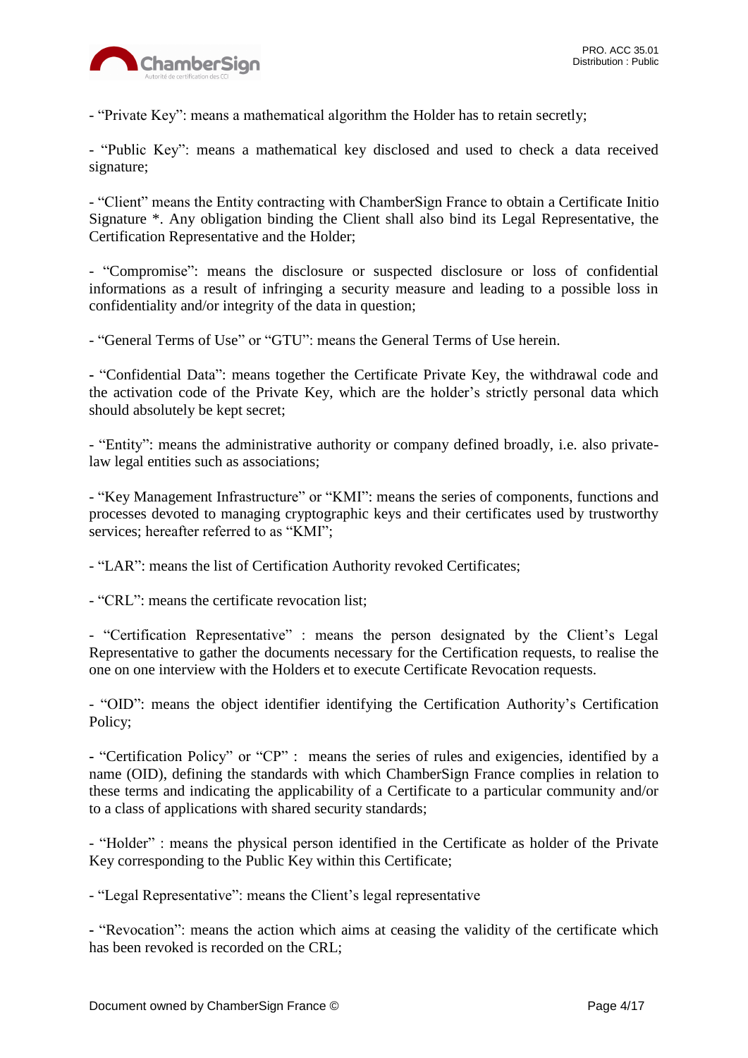- “Private Key”: means a mathematical algorithm the Holder has to retain secretly;

- “Public Key”: means a mathematical key disclosed and used to check a data received signature;

- “Client” means the Entity contracting with ChamberSign France to obtain a Certificate Initio Signature *. Any obligation binding the Client shall also bind its Legal Representative, the Certification Representative and the Holder;

- “Compromise”: means the disclosure or suspected disclosure or loss of confidential informations as a result of infringing a security measure and leading to a possible loss in confidentiality and/or integrity of the data in question;

- “General Terms of Use” or “GTU”: means the General Terms of Use herein.

- “Confidential Data”: means together the Certificate Private Key, the withdrawal code and the activation code of the Private Key, which are the holder’s strictly personal data which should absolutely be kept secret;

- “Entity”: means the administrative authority or company defined broadly, i.e. also private-law legal entities such as associations;

- “Key Management Infrastructure” or “KMI”: means the series of components, functions and processes devoted to managing cryptographic keys and their certificates used by trustworthy services; hereafter referred to as “KMI”;

- “LAR”: means the list of Certification Authority revoked Certificates;

- “CRL”: means the certificate revocation list;

- “Certification Representative” : means the person designated by the Client’s Legal Representative to gather the documents necessary for the Certification requests, to realise the one on one interview with the Holders et to execute Certificate Revocation requests.

- “OID”: means the object identifier identifying the Certification Authority’s Certification Policy;

- “Certification Policy” or “CP” : means the series of rules and exigencies, identified by a name (OID), defining the standards with which ChamberSign France complies in relation to these terms and indicating the applicability of a Certificate to a particular community and/or to a class of applications with shared security standards;

- “Holder” : means the physical person identified in the Certificate as holder of the Private Key corresponding to the Public Key within this Certificate;

- “Legal Representative”: means the Client’s legal representative

- “Revocation”: means the action which aims at ceasing the validity of the certificate which has been revoked is recorded on the CRL;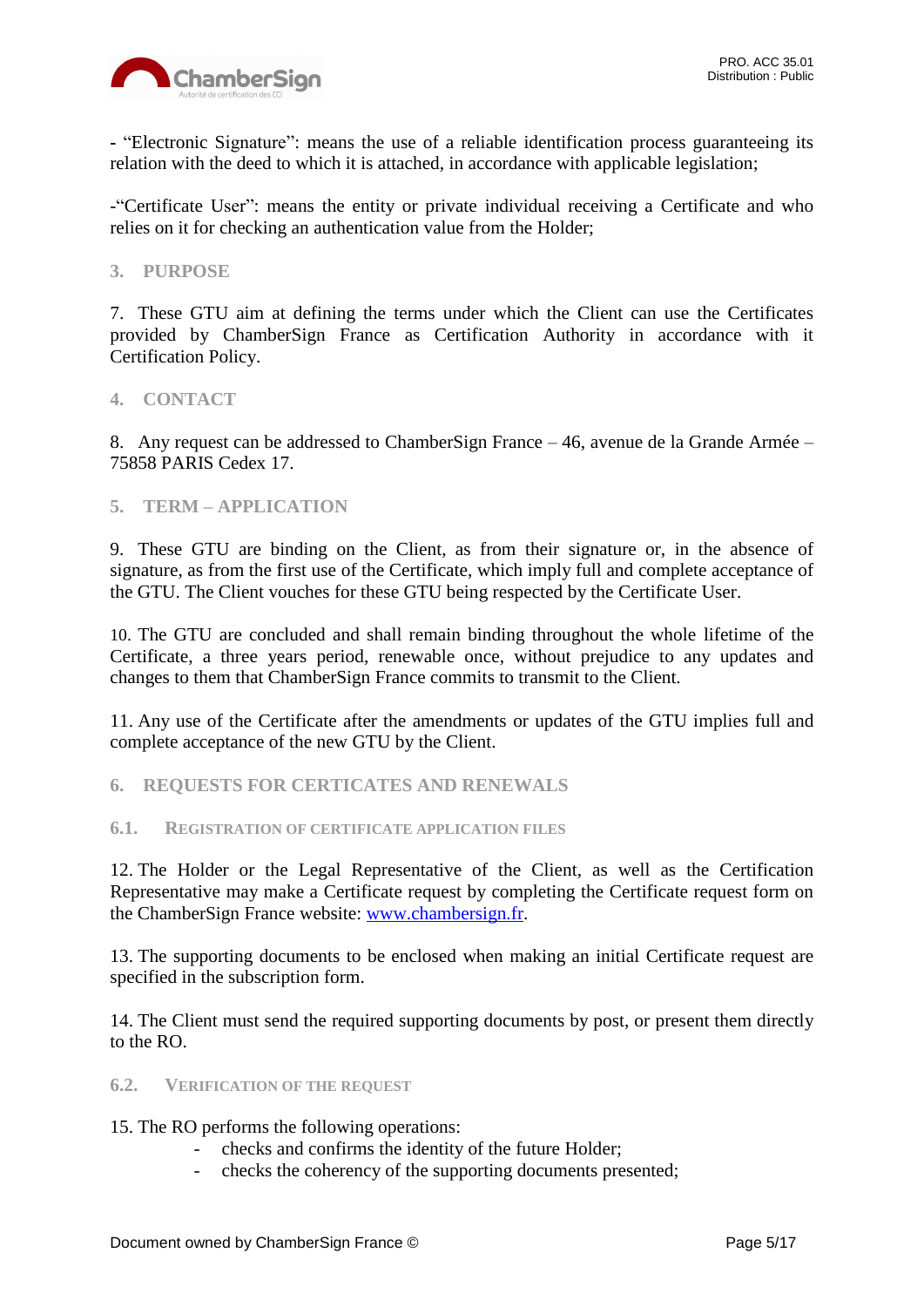- “Electronic Signature”: means the use of a reliable identification process guaranteeing its relation with the deed to which it is attached, in accordance with applicable legislation;

-“Certificate User”: means the entity or private individual receiving a Certificate and who relies on it for checking an authentication value from the Holder;

## 3. PURPOSE

7. These GTU aim at defining the terms under which the Client can use the Certificates provided by ChamberSign France as Certification Authority in accordance with it Certification Policy.

## 4. CONTACT

8. Any request can be addressed to ChamberSign France – 46, avenue de la Grande Armée – 75858 PARIS Cedex 17.

## 5. TERM – APPLICATION

9. These GTU are binding on the Client, as from their signature or, in the absence of signature, as from the first use of the Certificate, which imply full and complete acceptance of the GTU. The Client vouches for these GTU being respected by the Certificate User.

10. The GTU are concluded and shall remain binding throughout the whole lifetime of the Certificate, a three years period, renewable once, without prejudice to any updates and changes to them that ChamberSign France commits to transmit to the Client.

11. Any use of the Certificate after the amendments or updates of the GTU implies full and complete acceptance of the new GTU by the Client.

## 6. REQUESTS FOR CERTICATES AND RENEWALS

### 6.1. Registration of certificate application files

12. The Holder or the Legal Representative of the Client, as well as the Certification Representative may make a Certificate request by completing the Certificate request form on the ChamberSign France website: [www.chambersign.fr](http://www.chambersign.fr).

13. The supporting documents to be enclosed when making an initial Certificate request are specified in the subscription form.

14. The Client must send the required supporting documents by post, or present them directly to the RO.

### 6.2. Verification of the request

15. The RO performs the following operations:

- checks and confirms the identity of the future Holder;
- checks the coherency of the supporting documents presented;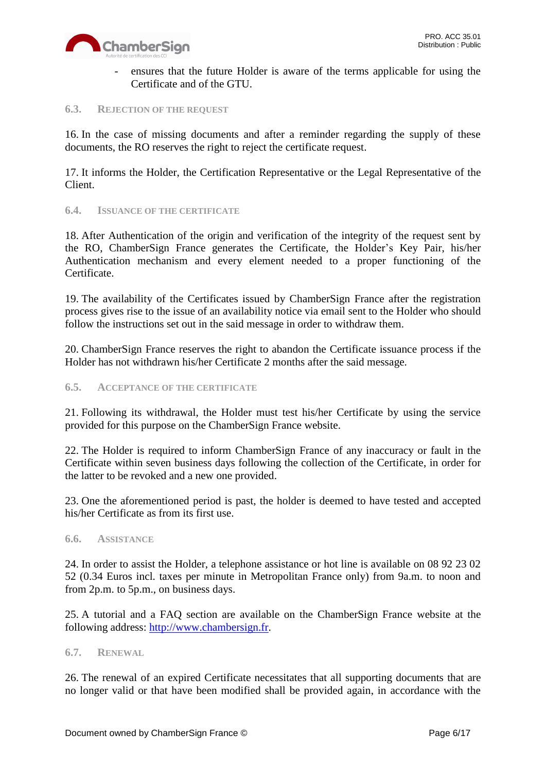- ensures that the future Holder is aware of the terms applicable for using the Certificate and of the GTU.

### 6.3. Rejection of the request

16. In the case of missing documents and after a reminder regarding the supply of these documents, the RO reserves the right to reject the certificate request.

17. It informs the Holder, the Certification Representative or the Legal Representative of the Client.

### 6.4. Issuance of the certificate

18. After Authentication of the origin and verification of the integrity of the request sent by the RO, ChamberSign France generates the Certificate, the Holder's Key Pair, his/her Authentication mechanism and every element needed to a proper functioning of the Certificate.

19. The availability of the Certificates issued by ChamberSign France after the registration process gives rise to the issue of an availability notice via email sent to the Holder who should follow the instructions set out in the said message in order to withdraw them.

20. ChamberSign France reserves the right to abandon the Certificate issuance process if the Holder has not withdrawn his/her Certificate 2 months after the said message.

### 6.5. Acceptance of the certificate

21. Following its withdrawal, the Holder must test his/her Certificate by using the service provided for this purpose on the ChamberSign France website.

22. The Holder is required to inform ChamberSign France of any inaccuracy or fault in the Certificate within seven business days following the collection of the Certificate, in order for the latter to be revoked and a new one provided.

23. One the aforementioned period is past, the holder is deemed to have tested and accepted his/her Certificate as from its first use.

### 6.6. Assistance

24. In order to assist the Holder, a telephone assistance or hot line is available on 08 92 23 02 52 (0.34 Euros incl. taxes per minute in Metropolitan France only) from 9a.m. to noon and from 2p.m. to 5p.m., on business days.

25. A tutorial and a FAQ section are available on the ChamberSign France website at the following address: [http://www.chambersign.fr](http://www.chambersign.fr).

### 6.7. Renewal

26. The renewal of an expired Certificate necessitates that all supporting documents that are no longer valid or that have been modified shall be provided again, in accordance with the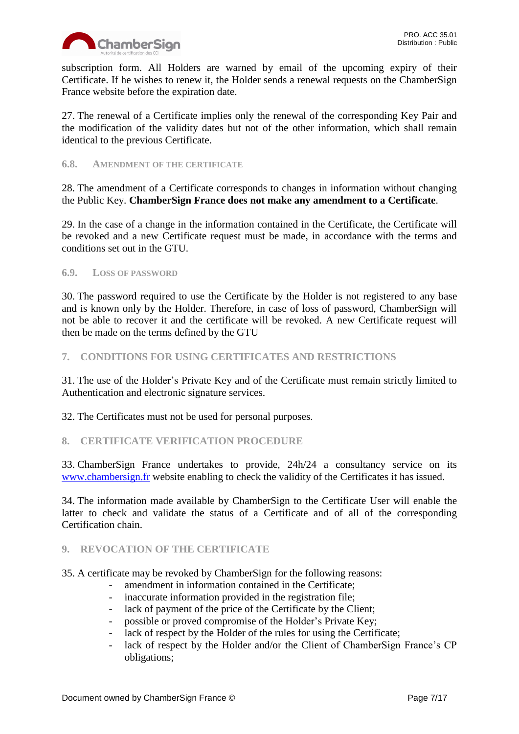subscription form. All Holders are warned by email of the upcoming expiry of their Certificate. If he wishes to renew it, the Holder sends a renewal requests on the ChamberSign France website before the expiration date.

27. The renewal of a Certificate implies only the renewal of the corresponding Key Pair and the modification of the validity dates but not of the other information, which shall remain identical to the previous Certificate.

### 6.8. Amendment of the certificate

28. The amendment of a Certificate corresponds to changes in information without changing the Public Key. **ChamberSign France does not make any amendment to a Certificate**.

29. In the case of a change in the information contained in the Certificate, the Certificate will be revoked and a new Certificate request must be made, in accordance with the terms and conditions set out in the GTU.

### 6.9. Loss of password

30. The password required to use the Certificate by the Holder is not registered to any base and is known only by the Holder. Therefore, in case of loss of password, ChamberSign will not be able to recover it and the certificate will be revoked. A new Certificate request will then be made on the terms defined by the GTU

## 7. CONDITIONS FOR USING CERTIFICATES AND RESTRICTIONS

31. The use of the Holder's Private Key and of the Certificate must remain strictly limited to Authentication and electronic signature services.

32. The Certificates must not be used for personal purposes.

## 8. CERTIFICATE VERIFICATION PROCEDURE

33. ChamberSign France undertakes to provide, 24h/24 a consultancy service on its [www.chambersign.fr](http://www.chambersign.fr) website enabling to check the validity of the Certificates it has issued.

34. The information made available by ChamberSign to the Certificate User will enable the latter to check and validate the status of a Certificate and of all of the corresponding Certification chain.

## 9. REVOCATION OF THE CERTIFICATE

35. A certificate may be revoked by ChamberSign for the following reasons:

- amendment in information contained in the Certificate;
- inaccurate information provided in the registration file;
- lack of payment of the price of the Certificate by the Client;
- possible or proved compromise of the Holder's Private Key;
- lack of respect by the Holder of the rules for using the Certificate;
- lack of respect by the Holder and/or the Client of ChamberSign France's CP obligations;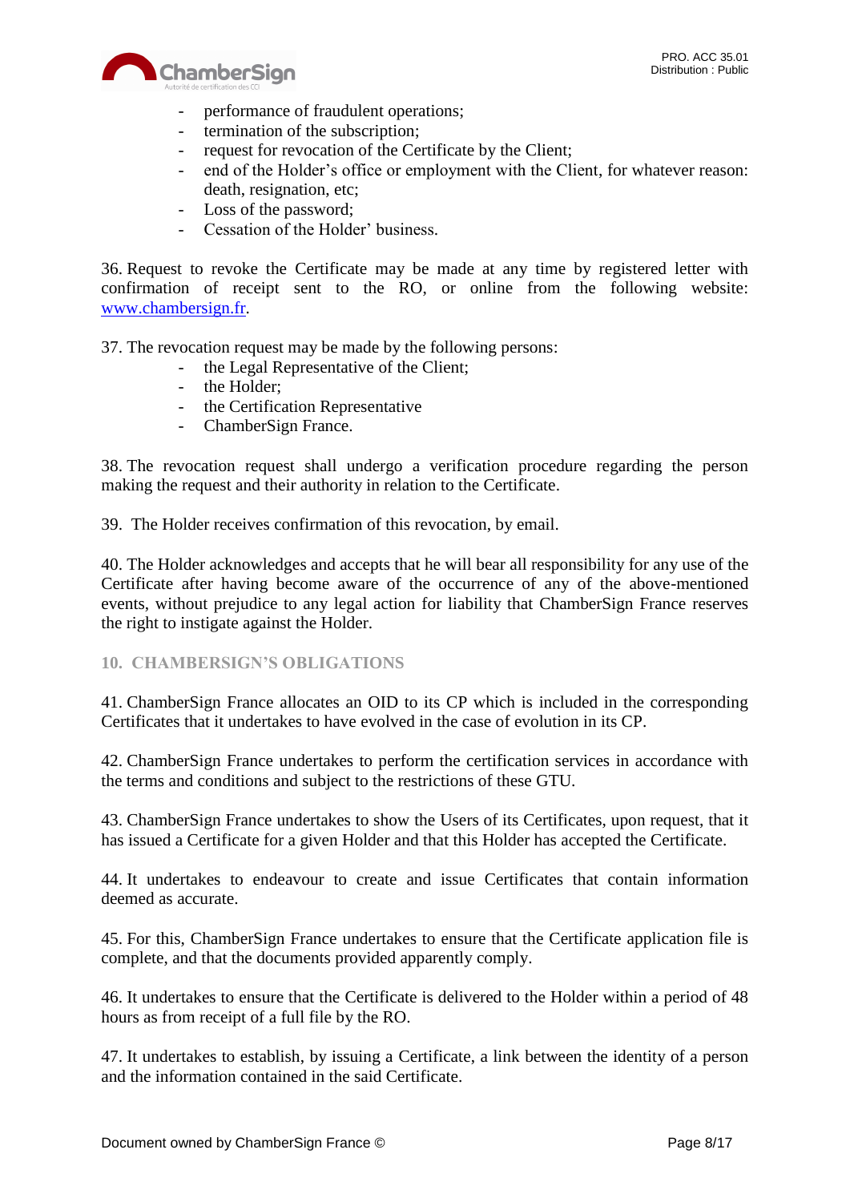- performance of fraudulent operations;
- termination of the subscription;
- request for revocation of the Certificate by the Client;
- end of the Holder's office or employment with the Client, for whatever reason: death, resignation, etc;
- Loss of the password;
- Cessation of the Holder' business.

36. Request to revoke the Certificate may be made at any time by registered letter with confirmation of receipt sent to the RO, or online from the following website: [www.chambersign.fr](http://www.chambersign.fr).

37. The revocation request may be made by the following persons:
    - the Legal Representative of the Client;
    - the Holder;
    - the Certification Representative
    - ChamberSign France.

38. The revocation request shall undergo a verification procedure regarding the person making the request and their authority in relation to the Certificate.

39. The Holder receives confirmation of this revocation, by email.

40. The Holder acknowledges and accepts that he will bear all responsibility for any use of the Certificate after having become aware of the occurrence of any of the above-mentioned events, without prejudice to any legal action for liability that ChamberSign France reserves the right to instigate against the Holder.

## 10. CHAMBERSIGN'S OBLIGATIONS

41. ChamberSign France allocates an OID to its CP which is included in the corresponding Certificates that it undertakes to have evolved in the case of evolution in its CP.

42. ChamberSign France undertakes to perform the certification services in accordance with the terms and conditions and subject to the restrictions of these GTU.

43. ChamberSign France undertakes to show the Users of its Certificates, upon request, that it has issued a Certificate for a given Holder and that this Holder has accepted the Certificate.

44. It undertakes to endeavour to create and issue Certificates that contain information deemed as accurate.

45. For this, ChamberSign France undertakes to ensure that the Certificate application file is complete, and that the documents provided apparently comply.

46. It undertakes to ensure that the Certificate is delivered to the Holder within a period of 48 hours as from receipt of a full file by the RO.

47. It undertakes to establish, by issuing a Certificate, a link between the identity of a person and the information contained in the said Certificate.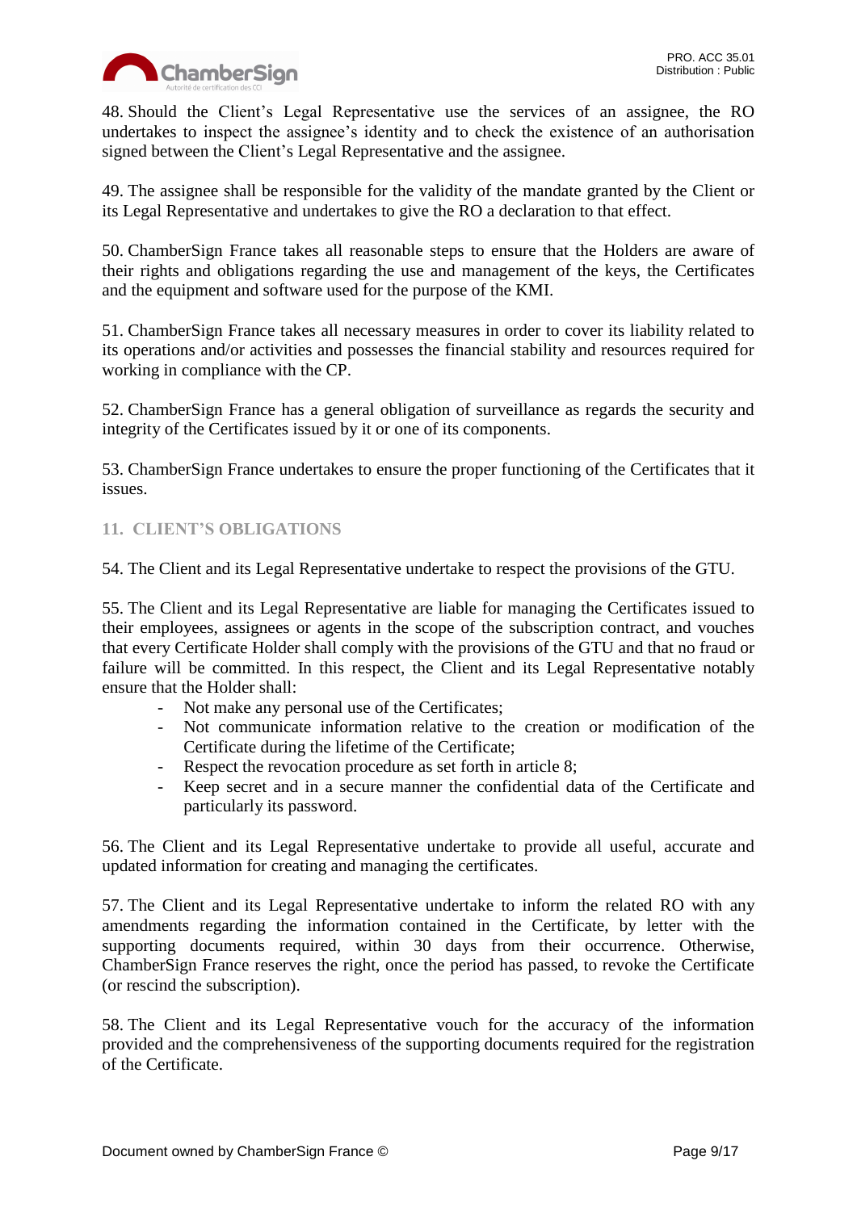48. Should the Client’s Legal Representative use the services of an assignee, the RO undertakes to inspect the assignee’s identity and to check the existence of an authorisation signed between the Client’s Legal Representative and the assignee.

49. The assignee shall be responsible for the validity of the mandate granted by the Client or its Legal Representative and undertakes to give the RO a declaration to that effect.

50. ChamberSign France takes all reasonable steps to ensure that the Holders are aware of their rights and obligations regarding the use and management of the keys, the Certificates and the equipment and software used for the purpose of the KMI.

51. ChamberSign France takes all necessary measures in order to cover its liability related to its operations and/or activities and possesses the financial stability and resources required for working in compliance with the CP.

52. ChamberSign France has a general obligation of surveillance as regards the security and integrity of the Certificates issued by it or one of its components.

53. ChamberSign France undertakes to ensure the proper functioning of the Certificates that it issues.

## 11. CLIENT’S OBLIGATIONS

54. The Client and its Legal Representative undertake to respect the provisions of the GTU.

55. The Client and its Legal Representative are liable for managing the Certificates issued to their employees, assignees or agents in the scope of the subscription contract, and vouches that every Certificate Holder shall comply with the provisions of the GTU and that no fraud or failure will be committed. In this respect, the Client and its Legal Representative notably ensure that the Holder shall:

- Not make any personal use of the Certificates;
- Not communicate information relative to the creation or modification of the Certificate during the lifetime of the Certificate;
- Respect the revocation procedure as set forth in article 8;
- Keep secret and in a secure manner the confidential data of the Certificate and particularly its password.

56. The Client and its Legal Representative undertake to provide all useful, accurate and updated information for creating and managing the certificates.

57. The Client and its Legal Representative undertake to inform the related RO with any amendments regarding the information contained in the Certificate, by letter with the supporting documents required, within 30 days from their occurrence. Otherwise, ChamberSign France reserves the right, once the period has passed, to revoke the Certificate (or rescind the subscription).

58. The Client and its Legal Representative vouch for the accuracy of the information provided and the comprehensiveness of the supporting documents required for the registration of the Certificate.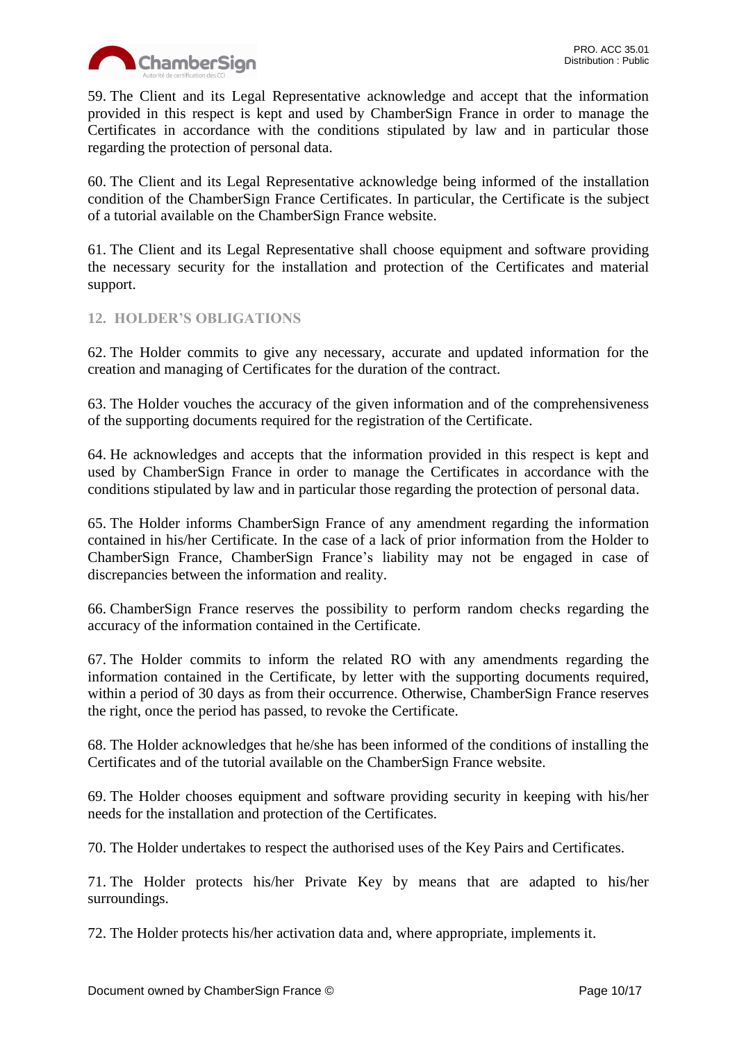59. The Client and its Legal Representative acknowledge and accept that the information provided in this respect is kept and used by ChamberSign France in order to manage the Certificates in accordance with the conditions stipulated by law and in particular those regarding the protection of personal data.

60. The Client and its Legal Representative acknowledge being informed of the installation condition of the ChamberSign France Certificates. In particular, the Certificate is the subject of a tutorial available on the ChamberSign France website.

61. The Client and its Legal Representative shall choose equipment and software providing the necessary security for the installation and protection of the Certificates and material support.

## 12. HOLDER'S OBLIGATIONS

62. The Holder commits to give any necessary, accurate and updated information for the creation and managing of Certificates for the duration of the contract.

63. The Holder vouches the accuracy of the given information and of the comprehensiveness of the supporting documents required for the registration of the Certificate.

64. He acknowledges and accepts that the information provided in this respect is kept and used by ChamberSign France in order to manage the Certificates in accordance with the conditions stipulated by law and in particular those regarding the protection of personal data.

65. The Holder informs ChamberSign France of any amendment regarding the information contained in his/her Certificate. In the case of a lack of prior information from the Holder to ChamberSign France, ChamberSign France's liability may not be engaged in case of discrepancies between the information and reality.

66. ChamberSign France reserves the possibility to perform random checks regarding the accuracy of the information contained in the Certificate.

67. The Holder commits to inform the related RO with any amendments regarding the information contained in the Certificate, by letter with the supporting documents required, within a period of 30 days as from their occurrence. Otherwise, ChamberSign France reserves the right, once the period has passed, to revoke the Certificate.

68. The Holder acknowledges that he/she has been informed of the conditions of installing the Certificates and of the tutorial available on the ChamberSign France website.

69. The Holder chooses equipment and software providing security in keeping with his/her needs for the installation and protection of the Certificates.

70. The Holder undertakes to respect the authorised uses of the Key Pairs and Certificates.

71. The Holder protects his/her Private Key by means that are adapted to his/her surroundings.

72. The Holder protects his/her activation data and, where appropriate, implements it.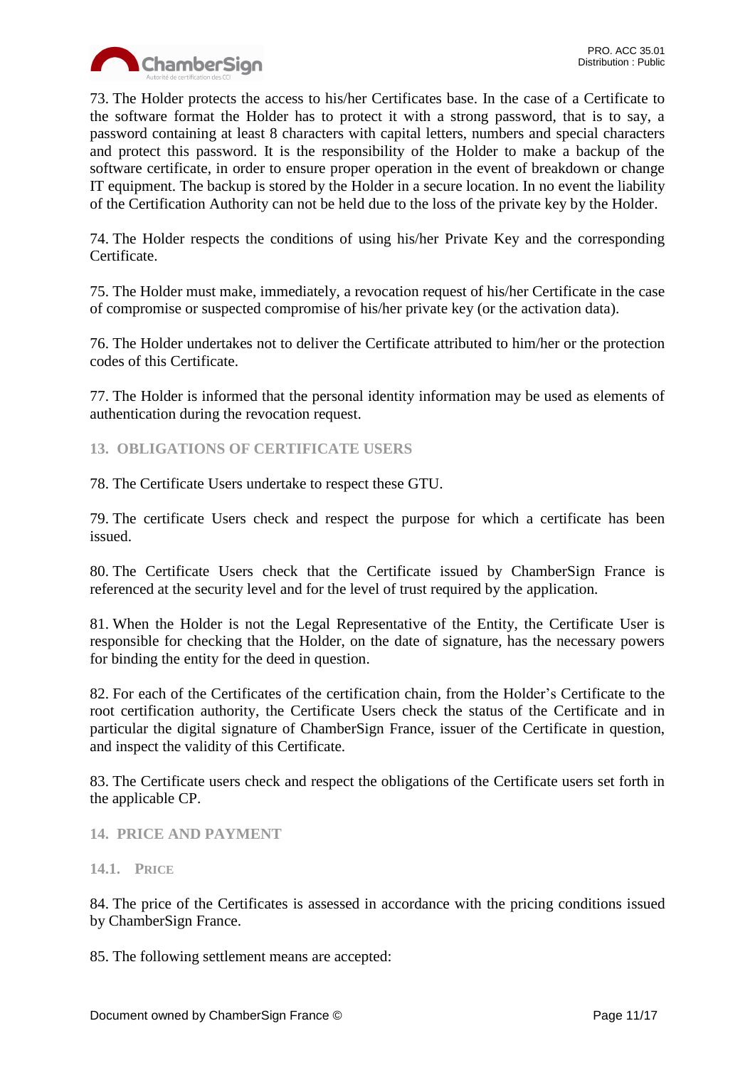73. The Holder protects the access to his/her Certificates base. In the case of a Certificate to the software format the Holder has to protect it with a strong password, that is to say, a password containing at least 8 characters with capital letters, numbers and special characters and protect this password. It is the responsibility of the Holder to make a backup of the software certificate, in order to ensure proper operation in the event of breakdown or change IT equipment. The backup is stored by the Holder in a secure location. In no event the liability of the Certification Authority can not be held due to the loss of the private key by the Holder.

74. The Holder respects the conditions of using his/her Private Key and the corresponding Certificate.

75. The Holder must make, immediately, a revocation request of his/her Certificate in the case of compromise or suspected compromise of his/her private key (or the activation data).

76. The Holder undertakes not to deliver the Certificate attributed to him/her or the protection codes of this Certificate.

77. The Holder is informed that the personal identity information may be used as elements of authentication during the revocation request.

## 13. OBLIGATIONS OF CERTIFICATE USERS

78. The Certificate Users undertake to respect these GTU.

79. The certificate Users check and respect the purpose for which a certificate has been issued.

80. The Certificate Users check that the Certificate issued by ChamberSign France is referenced at the security level and for the level of trust required by the application.

81. When the Holder is not the Legal Representative of the Entity, the Certificate User is responsible for checking that the Holder, on the date of signature, has the necessary powers for binding the entity for the deed in question.

82. For each of the Certificates of the certification chain, from the Holder's Certificate to the root certification authority, the Certificate Users check the status of the Certificate and in particular the digital signature of ChamberSign France, issuer of the Certificate in question, and inspect the validity of this Certificate.

83. The Certificate users check and respect the obligations of the Certificate users set forth in the applicable CP.

## 14. PRICE AND PAYMENT

### 14.1. PRICE

84. The price of the Certificates is assessed in accordance with the pricing conditions issued by ChamberSign France.

85. The following settlement means are accepted: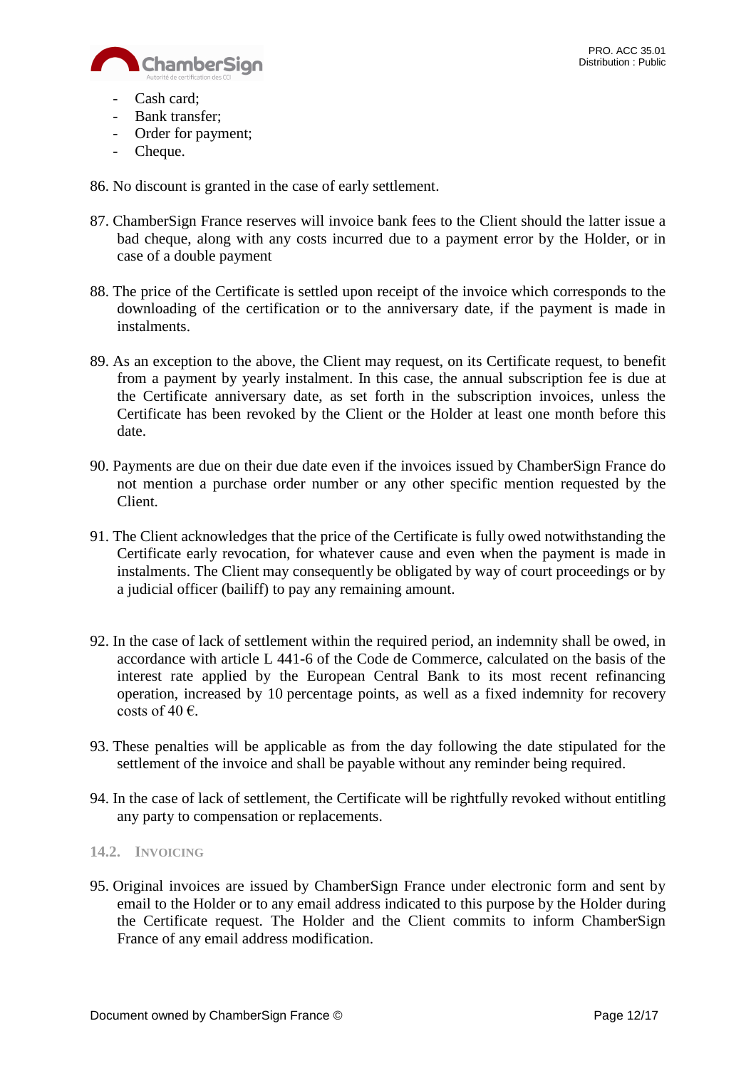- Cash card;
- Bank transfer;
- Order for payment;
- Cheque.

86. No discount is granted in the case of early settlement.

87. ChamberSign France reserves will invoice bank fees to the Client should the latter issue a bad cheque, along with any costs incurred due to a payment error by the Holder, or in case of a double payment

88. The price of the Certificate is settled upon receipt of the invoice which corresponds to the downloading of the certification or to the anniversary date, if the payment is made in instalments.

89. As an exception to the above, the Client may request, on its Certificate request, to benefit from a payment by yearly instalment. In this case, the annual subscription fee is due at the Certificate anniversary date, as set forth in the subscription invoices, unless the Certificate has been revoked by the Client or the Holder at least one month before this date.

90. Payments are due on their due date even if the invoices issued by ChamberSign France do not mention a purchase order number or any other specific mention requested by the Client.

91. The Client acknowledges that the price of the Certificate is fully owed notwithstanding the Certificate early revocation, for whatever cause and even when the payment is made in instalments. The Client may consequently be obligated by way of court proceedings or by a judicial officer (bailiff) to pay any remaining amount.

92. In the case of lack of settlement within the required period, an indemnity shall be owed, in accordance with article L 441-6 of the Code de Commerce, calculated on the basis of the interest rate applied by the European Central Bank to its most recent refinancing operation, increased by 10 percentage points, as well as a fixed indemnity for recovery costs of 40 €.

93. These penalties will be applicable as from the day following the date stipulated for the settlement of the invoice and shall be payable without any reminder being required.

94. In the case of lack of settlement, the Certificate will be rightfully revoked without entitling any party to compensation or replacements.

### 14.2. Invoicing

95. Original invoices are issued by ChamberSign France under electronic form and sent by email to the Holder or to any email address indicated to this purpose by the Holder during the Certificate request. The Holder and the Client commits to inform ChamberSign France of any email address modification.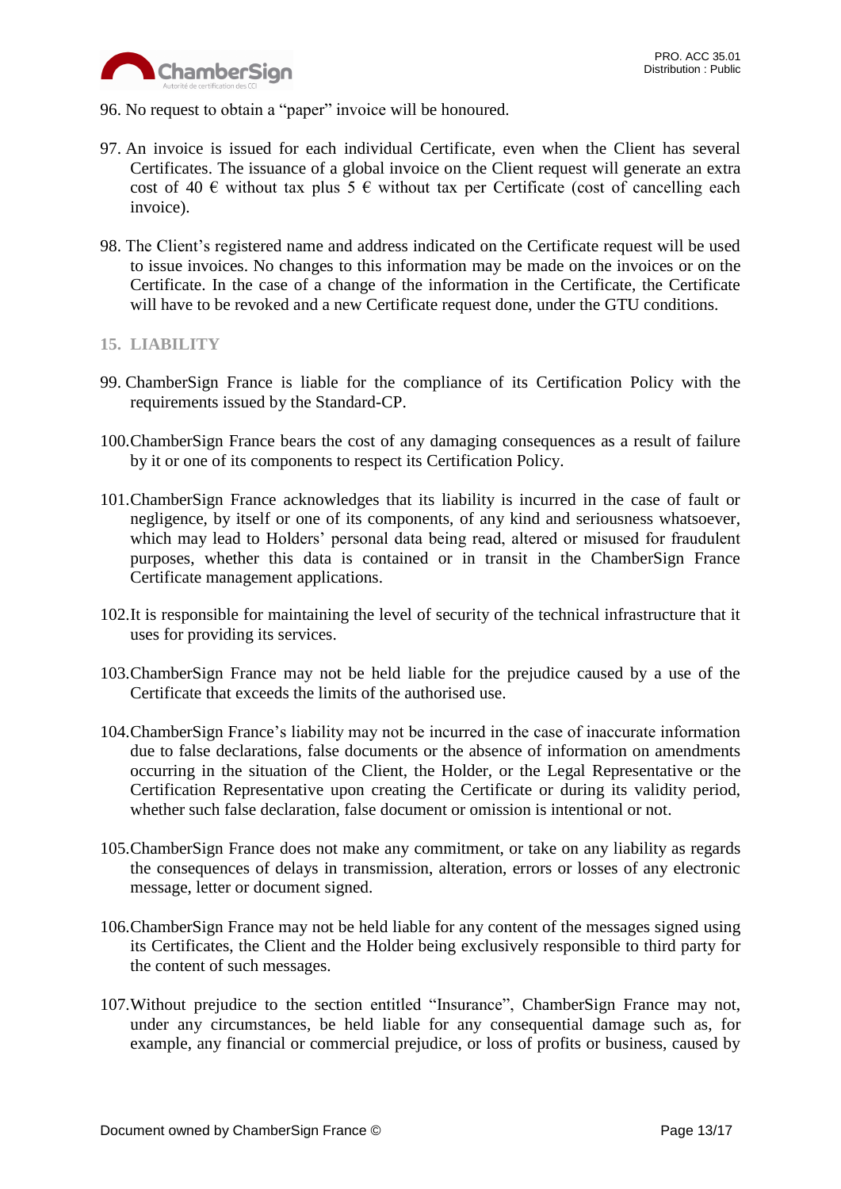96. No request to obtain a "paper" invoice will be honoured.

97. An invoice is issued for each individual Certificate, even when the Client has several Certificates. The issuance of a global invoice on the Client request will generate an extra cost of 40 € without tax plus 5 € without tax per Certificate (cost of cancelling each invoice).

98. The Client's registered name and address indicated on the Certificate request will be used to issue invoices. No changes to this information may be made on the invoices or on the Certificate. In the case of a change of the information in the Certificate, the Certificate will have to be revoked and a new Certificate request done, under the GTU conditions.

## 15. LIABILITY

99. ChamberSign France is liable for the compliance of its Certification Policy with the requirements issued by the Standard-CP.

100. ChamberSign France bears the cost of any damaging consequences as a result of failure by it or one of its components to respect its Certification Policy.

101. ChamberSign France acknowledges that its liability is incurred in the case of fault or negligence, by itself or one of its components, of any kind and seriousness whatsoever, which may lead to Holders' personal data being read, altered or misused for fraudulent purposes, whether this data is contained or in transit in the ChamberSign France Certificate management applications.

102. It is responsible for maintaining the level of security of the technical infrastructure that it uses for providing its services.

103. ChamberSign France may not be held liable for the prejudice caused by a use of the Certificate that exceeds the limits of the authorised use.

104. ChamberSign France's liability may not be incurred in the case of inaccurate information due to false declarations, false documents or the absence of information on amendments occurring in the situation of the Client, the Holder, or the Legal Representative or the Certification Representative upon creating the Certificate or during its validity period, whether such false declaration, false document or omission is intentional or not.

105. ChamberSign France does not make any commitment, or take on any liability as regards the consequences of delays in transmission, alteration, errors or losses of any electronic message, letter or document signed.

106. ChamberSign France may not be held liable for any content of the messages signed using its Certificates, the Client and the Holder being exclusively responsible to third party for the content of such messages.

107. Without prejudice to the section entitled "Insurance", ChamberSign France may not, under any circumstances, be held liable for any consequential damage such as, for example, any financial or commercial prejudice, or loss of profits or business, caused by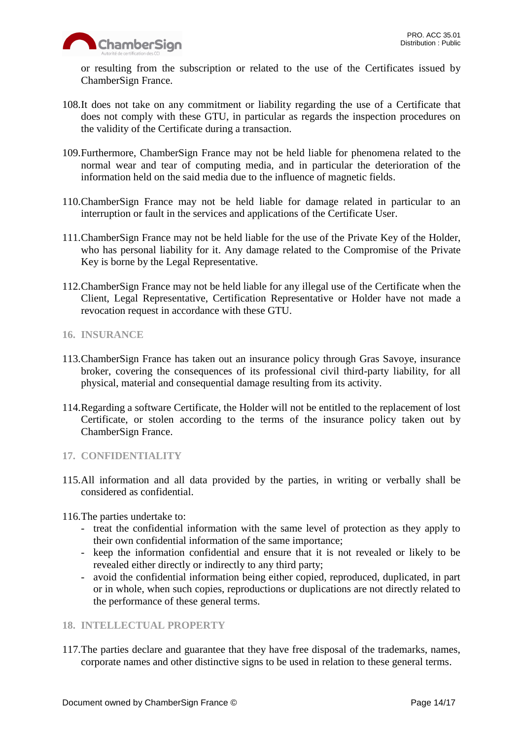or resulting from the subscription or related to the use of the Certificates issued by ChamberSign France.

108. It does not take on any commitment or liability regarding the use of a Certificate that does not comply with these GTU, in particular as regards the inspection procedures on the validity of the Certificate during a transaction.

109. Furthermore, ChamberSign France may not be held liable for phenomena related to the normal wear and tear of computing media, and in particular the deterioration of the information held on the said media due to the influence of magnetic fields.

110. ChamberSign France may not be held liable for damage related in particular to an interruption or fault in the services and applications of the Certificate User.

111. ChamberSign France may not be held liable for the use of the Private Key of the Holder, who has personal liability for it. Any damage related to the Compromise of the Private Key is borne by the Legal Representative.

112. ChamberSign France may not be held liable for any illegal use of the Certificate when the Client, Legal Representative, Certification Representative or Holder have not made a revocation request in accordance with these GTU.

## 16. INSURANCE

113. ChamberSign France has taken out an insurance policy through Gras Savoye, insurance broker, covering the consequences of its professional civil third-party liability, for all physical, material and consequential damage resulting from its activity.

114. Regarding a software Certificate, the Holder will not be entitled to the replacement of lost Certificate, or stolen according to the terms of the insurance policy taken out by ChamberSign France.

## 17. CONFIDENTIALITY

115. All information and all data provided by the parties, in writing or verbally shall be considered as confidential.

116. The parties undertake to:

- treat the confidential information with the same level of protection as they apply to their own confidential information of the same importance;
- keep the information confidential and ensure that it is not revealed or likely to be revealed either directly or indirectly to any third party;
- avoid the confidential information being either copied, reproduced, duplicated, in part or in whole, when such copies, reproductions or duplications are not directly related to the performance of these general terms.

## 18. INTELLECTUAL PROPERTY

117. The parties declare and guarantee that they have free disposal of the trademarks, names, corporate names and other distinctive signs to be used in relation to these general terms.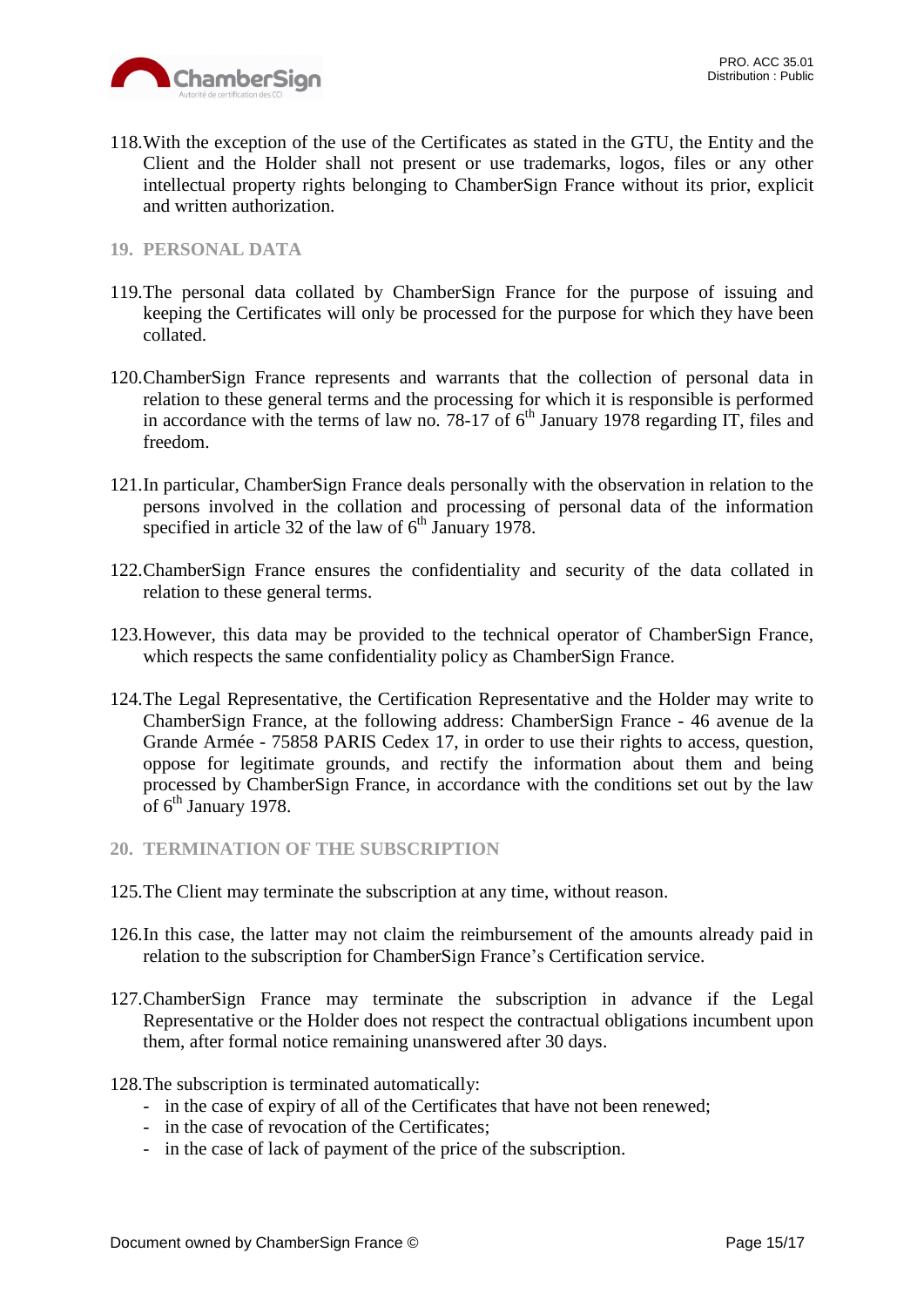118. With the exception of the use of the Certificates as stated in the GTU, the Entity and the Client and the Holder shall not present or use trademarks, logos, files or any other intellectual property rights belonging to ChamberSign France without its prior, explicit and written authorization.

## 19. PERSONAL DATA

119. The personal data collated by ChamberSign France for the purpose of issuing and keeping the Certificates will only be processed for the purpose for which they have been collated.

120. ChamberSign France represents and warrants that the collection of personal data in relation to these general terms and the processing for which it is responsible is performed in accordance with the terms of law no. 78-17 of 6th January 1978 regarding IT, files and freedom.

121. In particular, ChamberSign France deals personally with the observation in relation to the persons involved in the collation and processing of personal data of the information specified in article 32 of the law of 6th January 1978.

122. ChamberSign France ensures the confidentiality and security of the data collated in relation to these general terms.

123. However, this data may be provided to the technical operator of ChamberSign France, which respects the same confidentiality policy as ChamberSign France.

124. The Legal Representative, the Certification Representative and the Holder may write to ChamberSign France, at the following address: ChamberSign France - 46 avenue de la Grande Armée - 75858 PARIS Cedex 17, in order to use their rights to access, question, oppose for legitimate grounds, and rectify the information about them and being processed by ChamberSign France, in accordance with the conditions set out by the law of 6th January 1978.

## 20. TERMINATION OF THE SUBSCRIPTION

125. The Client may terminate the subscription at any time, without reason.

126. In this case, the latter may not claim the reimbursement of the amounts already paid in relation to the subscription for ChamberSign France's Certification service.

127. ChamberSign France may terminate the subscription in advance if the Legal Representative or the Holder does not respect the contractual obligations incumbent upon them, after formal notice remaining unanswered after 30 days.

128. The subscription is terminated automatically:

- in the case of expiry of all of the Certificates that have not been renewed;
- in the case of revocation of the Certificates;
- in the case of lack of payment of the price of the subscription.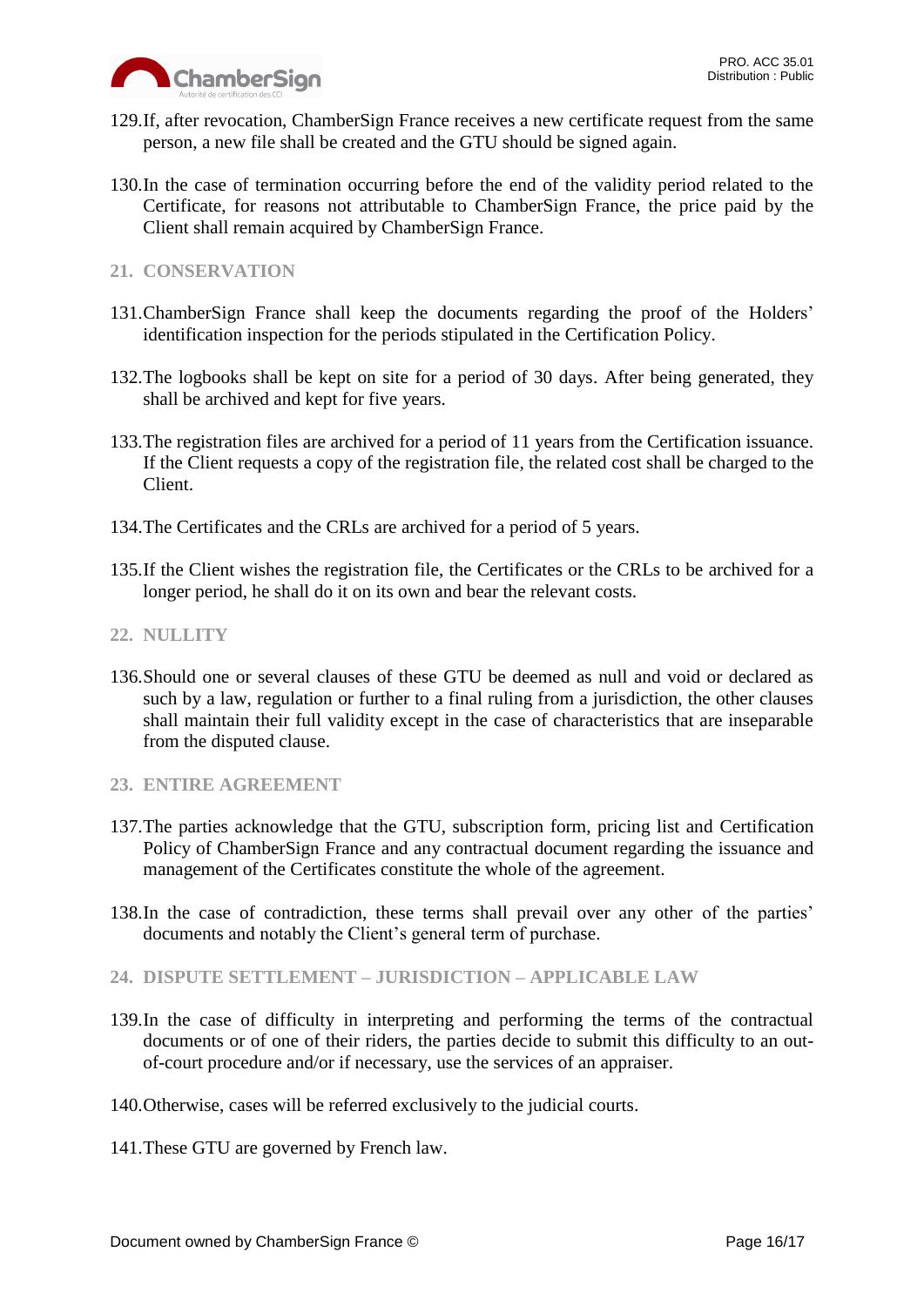129. If, after revocation, ChamberSign France receives a new certificate request from the same person, a new file shall be created and the GTU should be signed again.

130. In the case of termination occurring before the end of the validity period related to the Certificate, for reasons not attributable to ChamberSign France, the price paid by the Client shall remain acquired by ChamberSign France.

## 21. CONSERVATION

131. ChamberSign France shall keep the documents regarding the proof of the Holders' identification inspection for the periods stipulated in the Certification Policy.

132. The logbooks shall be kept on site for a period of 30 days. After being generated, they shall be archived and kept for five years.

133. The registration files are archived for a period of 11 years from the Certification issuance. If the Client requests a copy of the registration file, the related cost shall be charged to the Client.

134. The Certificates and the CRLs are archived for a period of 5 years.

135. If the Client wishes the registration file, the Certificates or the CRLs to be archived for a longer period, he shall do it on its own and bear the relevant costs.

## 22. NULLITY

136. Should one or several clauses of these GTU be deemed as null and void or declared as such by a law, regulation or further to a final ruling from a jurisdiction, the other clauses shall maintain their full validity except in the case of characteristics that are inseparable from the disputed clause.

## 23. ENTIRE AGREEMENT

137. The parties acknowledge that the GTU, subscription form, pricing list and Certification Policy of ChamberSign France and any contractual document regarding the issuance and management of the Certificates constitute the whole of the agreement.

138. In the case of contradiction, these terms shall prevail over any other of the parties' documents and notably the Client's general term of purchase.

## 24. DISPUTE SETTLEMENT – JURISDICTION – APPLICABLE LAW

139. In the case of difficulty in interpreting and performing the terms of the contractual documents or of one of their riders, the parties decide to submit this difficulty to an out-of-court procedure and/or if necessary, use the services of an appraiser.

140. Otherwise, cases will be referred exclusively to the judicial courts.

141. These GTU are governed by French law.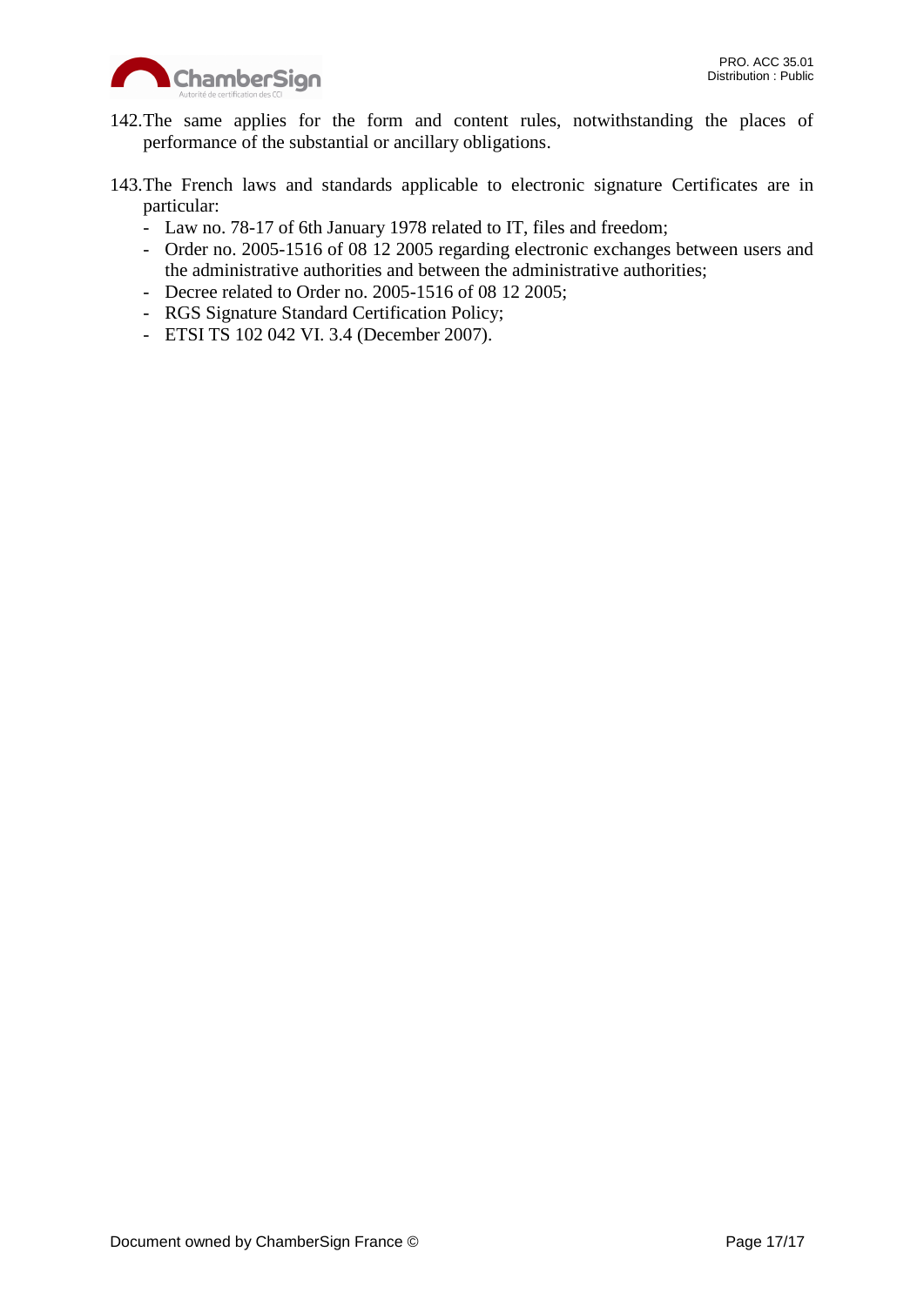142. The same applies for the form and content rules, notwithstanding the places of performance of the substantial or ancillary obligations.

143. The French laws and standards applicable to electronic signature Certificates are in particular:

- Law no. 78-17 of 6th January 1978 related to IT, files and freedom;
- Order no. 2005-1516 of 08 12 2005 regarding electronic exchanges between users and the administrative authorities and between the administrative authorities;
- Decree related to Order no. 2005-1516 of 08 12 2005;
- RGS Signature Standard Certification Policy;
- ETSI TS 102 042 VI. 3.4 (December 2007).